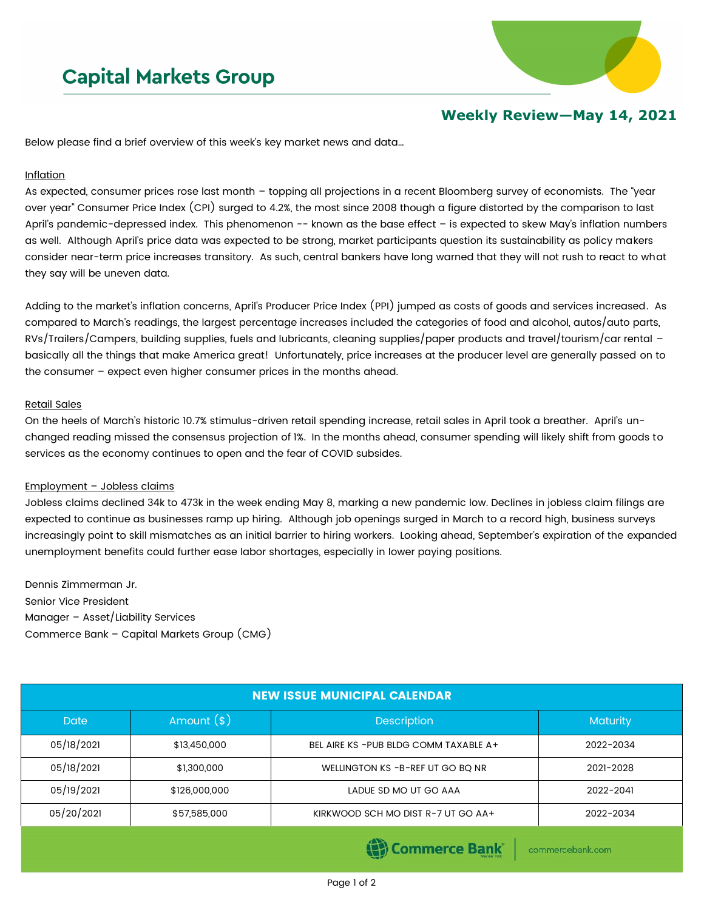# Capital Markets Group

## Weekly Review—May 14, 2021

Below please find a brief overview of this week's key market news and data…

Inflation

As expected, consumer prices rose last month – topping all projections in a recent Bloomberg survey of economists. The "year over year" Consumer Price Index (CPI) surged to 4.2%, the most since 2008 though a figure distorted by the comparison to last April's pandemic-depressed index. This phenomenon -- known as the base effect – is expected to skew May's inflation numbers as well. Although April's price data was expected to be strong, market participants question its sustainability as policy makers consider near-term price increases transitory. As such, central bankers have long warned that they will not rush to react to what they say will be uneven data.

Adding to the market's inflation concerns, April's Producer Price Index (PPI) jumped as costs of goods and services increased. As compared to March's readings, the largest percentage increases included the categories of food and alcohol, autos/auto parts, RVs/Trailers/Campers, building supplies, fuels and lubricants, cleaning supplies/paper products and travel/tourism/car rental – basically all the things that make America great! Unfortunately, price increases at the producer level are generally passed on to the consumer – expect even higher consumer prices in the months ahead.

Retail Sales

On the heels of March's historic 10.7% stimulus-driven retail spending increase, retail sales in April took a breather. April's unchanged reading missed the consensus projection of 1%. In the months ahead, consumer spending will likely shift from goods to services as the economy continues to open and the fear of COVID subsides.

Employment – Jobless claims

Jobless claims declined 34k to 473k in the week ending May 8, marking a new pandemic low. Declines in jobless claim filings are expected to continue as businesses ramp up hiring. Although job openings surged in March to a record high, business surveys increasingly point to skill mismatches as an initial barrier to hiring workers. Looking ahead, September's expiration of the expanded unemployment benefits could further ease labor shortages, especially in lower paying positions.

Dennis Zimmerman Jr.
Senior Vice President
Manager – Asset/Liability Services
Commerce Bank – Capital Markets Group (CMG)

| NEW ISSUE MUNICIPAL CALENDAR | | | |
|---|---|---|---|
| Date | Amount ($) | Description | Maturity |
| 05/18/2021 | $13,450,000 | BEL AIRE KS -PUB BLDG COMM TAXABLE A+ | 2022-2034 |
| 05/18/2021 | $1,300,000 | WELLINGTON KS -B-REF UT GO BQ NR | 2021-2028 |
| 05/19/2021 | $126,000,000 | LADUE SD MO UT GO AAA | 2022-2041 |
| 05/20/2021 | $57,585,000 | KIRKWOOD SCH MO DIST R-7 UT GO AA+ | 2022-2034 |

Commerce Bank | commercebank.com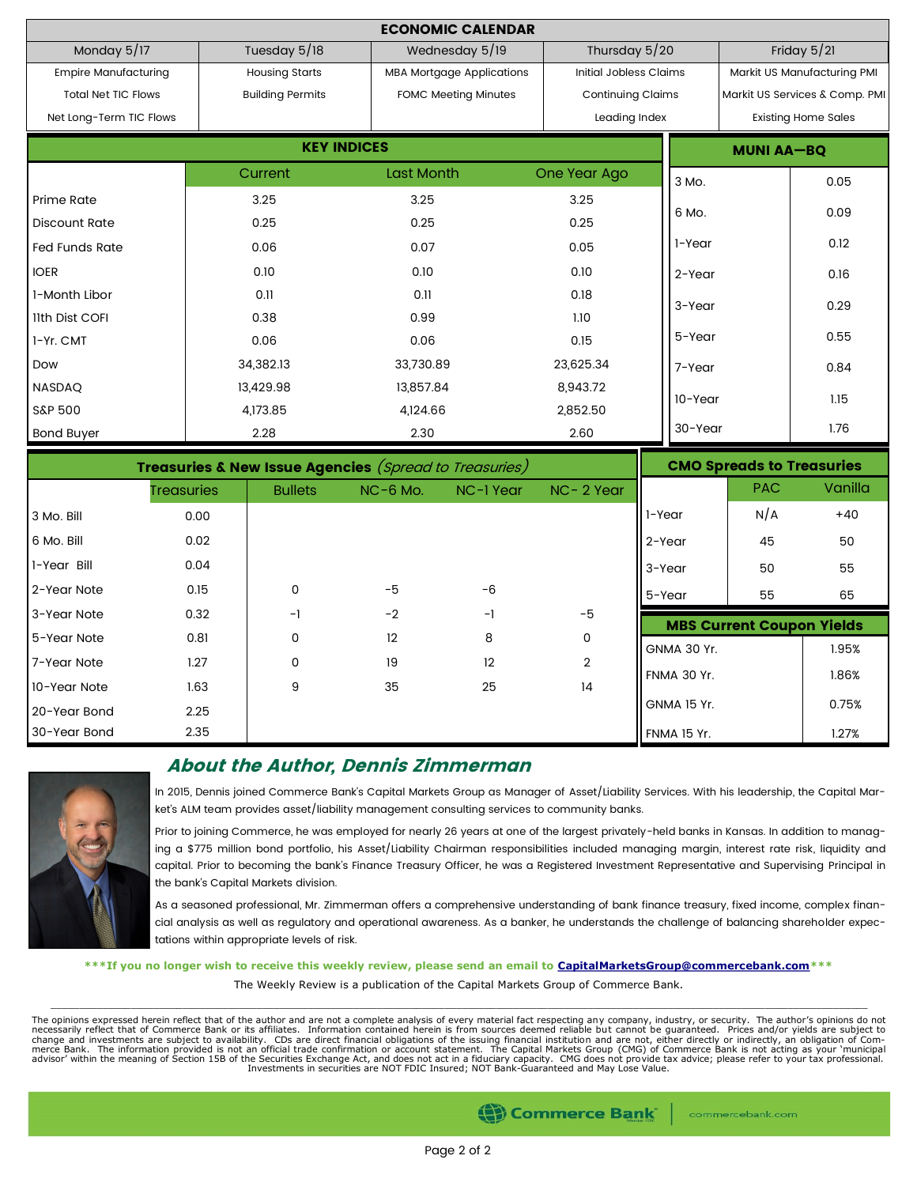## ECONOMIC CALENDAR

| Monday 5/17 | Tuesday 5/18 | Wednesday 5/19 | Thursday 5/20 | Friday 5/21 |
|---|---|---|---|---|
| Empire Manufacturing | Housing Starts | MBA Mortgage Applications | Initial Jobless Claims | Markit US Manufacturing PMI |
| Total Net TIC Flows | Building Permits | FOMC Meeting Minutes | Continuing Claims | Markit US Services & Comp. PMI |
| Net Long-Term TIC Flows | | | Leading Index | Existing Home Sales |

## KEY INDICES

| | Current | Last Month | One Year Ago |
|---|---|---|---|
| Prime Rate | 3.25 | 3.25 | 3.25 |
| Discount Rate | 0.25 | 0.25 | 0.25 |
| Fed Funds Rate | 0.06 | 0.07 | 0.05 |
| IOER | 0.10 | 0.10 | 0.10 |
| 1-Month Libor | 0.11 | 0.11 | 0.18 |
| 11th Dist COFI | 0.38 | 0.99 | 1.10 |
| 1-Yr. CMT | 0.06 | 0.06 | 0.15 |
| Dow | 34,382.13 | 33,730.89 | 23,625.34 |
| NASDAQ | 13,429.98 | 13,857.84 | 8,943.72 |
| S&P 500 | 4,173.85 | 4,124.66 | 2,852.50 |
| Bond Buyer | 2.28 | 2.30 | 2.60 |

## MUNI AA—BQ

| | |
|---|---|
| 3 Mo. | 0.05 |
| 6 Mo. | 0.09 |
| 1-Year | 0.12 |
| 2-Year | 0.16 |
| 3-Year | 0.29 |
| 5-Year | 0.55 |
| 7-Year | 0.84 |
| 10-Year | 1.15 |
| 30-Year | 1.76 |

## Treasuries & New Issue Agencies *(Spread to Treasuries)*

| | Treasuries | Bullets | NC-6 Mo. | NC-1 Year | NC- 2 Year |
|---|---|---|---|---|---|
| 3 Mo. Bill | 0.00 | | | | |
| 6 Mo. Bill | 0.02 | | | | |
| 1-Year Bill | 0.04 | | | | |
| 2-Year Note | 0.15 | 0 | -5 | -6 | |
| 3-Year Note | 0.32 | -1 | -2 | -1 | -5 |
| 5-Year Note | 0.81 | 0 | 12 | 8 | 0 |
| 7-Year Note | 1.27 | 0 | 19 | 12 | 2 |
| 10-Year Note | 1.63 | 9 | 35 | 25 | 14 |
| 20-Year Bond | 2.25 | | | | |
| 30-Year Bond | 2.35 | | | | |

## CMO Spreads to Treasuries

| | PAC | Vanilla |
|---|---|---|
| 1-Year | N/A | +40 |
| 2-Year | 45 | 50 |
| 3-Year | 50 | 55 |
| 5-Year | 55 | 65 |

## MBS Current Coupon Yields

| | |
|---|---|
| GNMA 30 Yr. | 1.95% |
| FNMA 30 Yr. | 1.86% |
| GNMA 15 Yr. | 0.75% |
| FNMA 15 Yr. | 1.27% |

## *About the Author, Dennis Zimmerman*

In 2015, Dennis joined Commerce Bank's Capital Markets Group as Manager of Asset/Liability Services. With his leadership, the Capital Market's ALM team provides asset/liability management consulting services to community banks.

Prior to joining Commerce, he was employed for nearly 26 years at one of the largest privately-held banks in Kansas. In addition to managing a $775 million bond portfolio, his Asset/Liability Chairman responsibilities included managing margin, interest rate risk, liquidity and capital. Prior to becoming the bank's Finance Treasury Officer, he was a Registered Investment Representative and Supervising Principal in the bank's Capital Markets division.

As a seasoned professional, Mr. Zimmerman offers a comprehensive understanding of bank finance treasury, fixed income, complex financial analysis as well as regulatory and operational awareness. As a banker, he understands the challenge of balancing shareholder expectations within appropriate levels of risk.

**\*\*\*If you no longer wish to receive this weekly review, please send an email to CapitalMarketsGroup@commercebank.com\*\*\***

The Weekly Review is a publication of the Capital Markets Group of Commerce Bank.

The opinions expressed herein reflect that of the author and are not a complete analysis of every material fact respecting any company, industry, or security. The author's opinions do not necessarily reflect that of Commerce Bank or its affiliates. Information contained herein is from sources deemed reliable but cannot be guaranteed. Prices and/or yields are subject to change and investments are subject to availability. CDs are direct financial obligations of the issuing financial institution and are not, either directly or indirectly, an obligation of Commerce Bank. The information provided is not an official trade confirmation or account statement. The Capital Markets Group (CMG) of Commerce Bank is not acting as your 'municipal advisor' within the meaning of Section 15B of the Securities Exchange Act, and does not act in a fiduciary capacity. CMG does not provide tax advice; please refer to your tax professional. Investments in securities are NOT FDIC Insured; NOT Bank-Guaranteed and May Lose Value.

Commerce Bank | commercebank.com